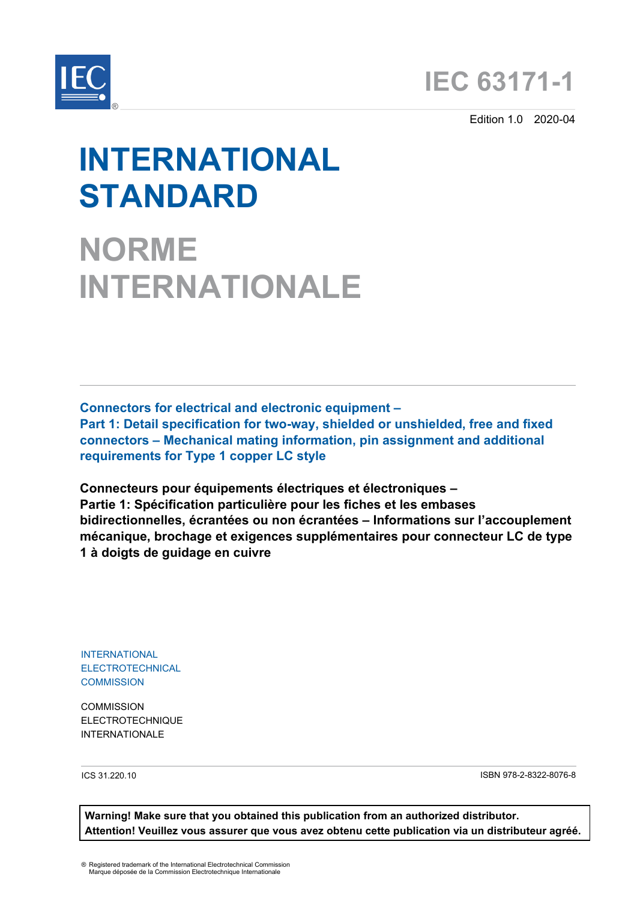# IEC 63171-1

Edition 1.0 2020-04

# INTERNATIONAL STANDARD

# NORME INTERNATIONALE

**Connectors for electrical and electronic equipment –**
**Part 1: Detail specification for two-way, shielded or unshielded, free and fixed connectors – Mechanical mating information, pin assignment and additional requirements for Type 1 copper LC style**

**Connecteurs pour équipements électriques et électroniques –**
**Partie 1: Spécification particulière pour les fiches et les embases bidirectionnelles, écrantées ou non écrantées – Informations sur l'accouplement mécanique, brochage et exigences supplémentaires pour connecteur LC de type 1 à doigts de guidage en cuivre**

INTERNATIONAL
ELECTROTECHNICAL
COMMISSION

COMMISSION
ELECTROTECHNIQUE
INTERNATIONALE

ICS 31.220.10

ISBN 978-2-8322-8076-8

**Warning! Make sure that you obtained this publication from an authorized distributor.**
**Attention! Veuillez vous assurer que vous avez obtenu cette publication via un distributeur agréé.**

® Registered trademark of the International Electrotechnical Commission
Marque déposée de la Commission Electrotechnique Internationale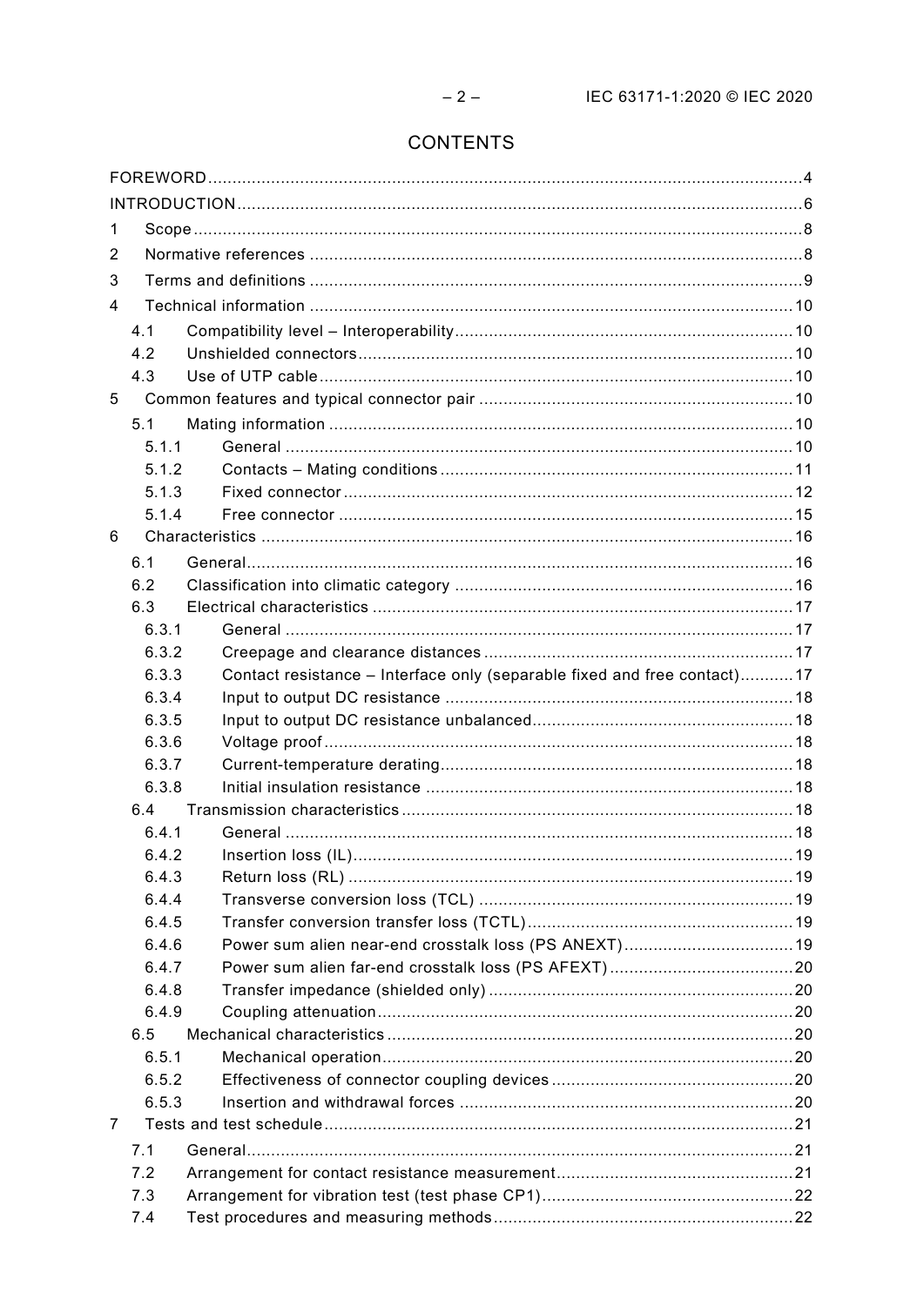# CONTENTS

FOREWORD ........................................................................................................................ 4

INTRODUCTION .................................................................................................................. 6

1 Scope .............................................................................................................................. 8

2 Normative references ....................................................................................................... 8

3 Terms and definitions ....................................................................................................... 9

4 Technical information ...................................................................................................... 10

- 4.1 Compatibility level – Interoperability ...................................................................... 10
- 4.2 Unshielded connectors ........................................................................................... 10
- 4.3 Use of UTP cable .................................................................................................... 10

5 Common features and typical connector pair ................................................................. 10

- 5.1 Mating information .................................................................................................. 10
  - 5.1.1 General ........................................................................................................... 10
  - 5.1.2 Contacts – Mating conditions .......................................................................... 11
  - 5.1.3 Fixed connector .............................................................................................. 12
  - 5.1.4 Free connector ............................................................................................... 15

6 Characteristics ............................................................................................................... 16

- 6.1 General ................................................................................................................... 16
- 6.2 Classification into climatic category ........................................................................ 16
- 6.3 Electrical characteristics ......................................................................................... 17
  - 6.3.1 General ........................................................................................................... 17
  - 6.3.2 Creepage and clearance distances ................................................................. 17
  - 6.3.3 Contact resistance – Interface only (separable fixed and free contact) ........... 17
  - 6.3.4 Input to output DC resistance ......................................................................... 18
  - 6.3.5 Input to output DC resistance unbalanced ....................................................... 18
  - 6.3.6 Voltage proof .................................................................................................. 18
  - 6.3.7 Current-temperature derating .......................................................................... 18
  - 6.3.8 Initial insulation resistance ............................................................................. 18
- 6.4 Transmission characteristics .................................................................................. 18
  - 6.4.1 General ........................................................................................................... 18
  - 6.4.2 Insertion loss (IL) ............................................................................................ 19
  - 6.4.3 Return loss (RL) ............................................................................................. 19
  - 6.4.4 Transverse conversion loss (TCL) .................................................................. 19
  - 6.4.5 Transfer conversion transfer loss (TCTL) ........................................................ 19
  - 6.4.6 Power sum alien near-end crosstalk loss (PS ANEXT) ..................................... 19
  - 6.4.7 Power sum alien far-end crosstalk loss (PS AFEXT) ....................................... 20
  - 6.4.8 Transfer impedance (shielded only) ................................................................ 20
  - 6.4.9 Coupling attenuation ....................................................................................... 20
- 6.5 Mechanical characteristics ..................................................................................... 20
  - 6.5.1 Mechanical operation ...................................................................................... 20
  - 6.5.2 Effectiveness of connector coupling devices ................................................... 20
  - 6.5.3 Insertion and withdrawal forces ...................................................................... 20

7 Tests and test schedule .................................................................................................. 21

- 7.1 General ................................................................................................................... 21
- 7.2 Arrangement for contact resistance measurement .................................................. 21
- 7.3 Arrangement for vibration test (test phase CP1) ..................................................... 22
- 7.4 Test procedures and measuring methods ................................................................ 22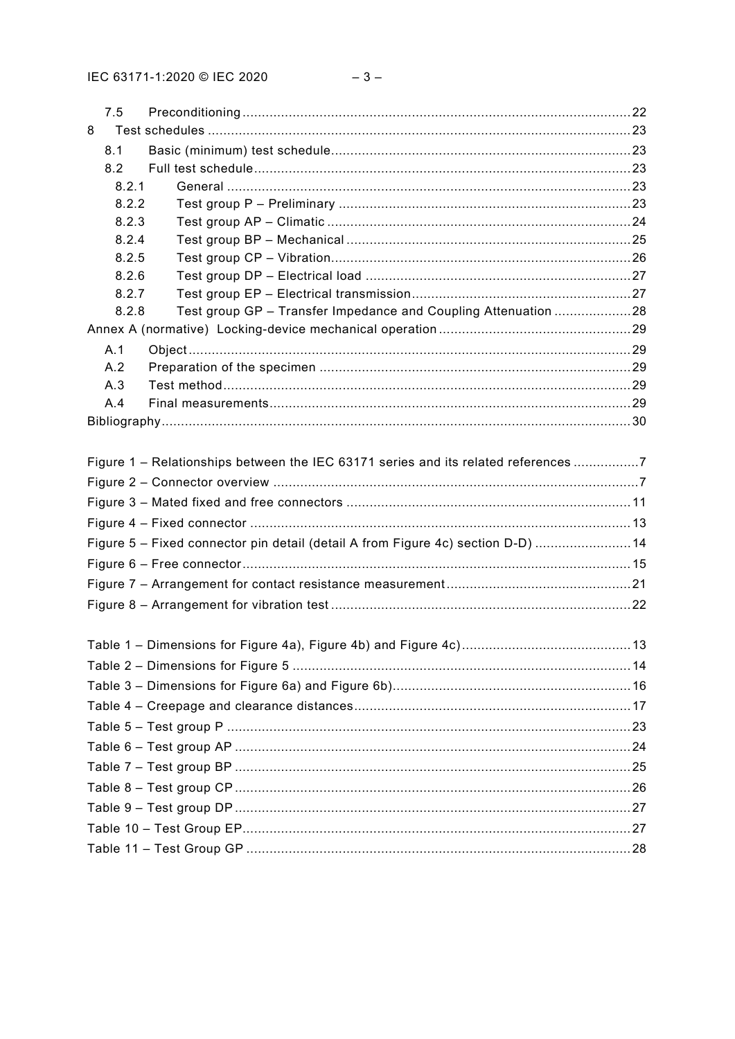7.5 Preconditioning ....................................................................................................22

8 Test schedules .............................................................................................................23

8.1 Basic (minimum) test schedule.............................................................................23

8.2 Full test schedule.................................................................................................23

8.2.1 General ........................................................................................................23

8.2.2 Test group P – Preliminary ...........................................................................23

8.2.3 Test group AP – Climatic ..............................................................................24

8.2.4 Test group BP – Mechanical .........................................................................25

8.2.5 Test group CP – Vibration.............................................................................26

8.2.6 Test group DP – Electrical load ....................................................................27

8.2.7 Test group EP – Electrical transmission........................................................27

8.2.8 Test group GP – Transfer Impedance and Coupling Attenuation ....................28

Annex A (normative) Locking-device mechanical operation .................................................29

A.1 Object..................................................................................................................29

A.2 Preparation of the specimen ................................................................................29

A.3 Test method.........................................................................................................29

A.4 Final measurements.............................................................................................29

Bibliography.........................................................................................................................30

Figure 1 – Relationships between the IEC 63171 series and its related references .................7

Figure 2 – Connector overview ..............................................................................................7

Figure 3 – Mated fixed and free connectors .........................................................................11

Figure 4 – Fixed connector ..................................................................................................13

Figure 5 – Fixed connector pin detail (detail A from Figure 4c) section D-D) .........................14

Figure 6 – Free connector....................................................................................................15

Figure 7 – Arrangement for contact resistance measurement...............................................21

Figure 8 – Arrangement for vibration test .............................................................................22

Table 1 – Dimensions for Figure 4a), Figure 4b) and Figure 4c)............................................13

Table 2 – Dimensions for Figure 5 .......................................................................................14

Table 3 – Dimensions for Figure 6a) and Figure 6b).............................................................16

Table 4 – Creepage and clearance distances.......................................................................17

Table 5 – Test group P ........................................................................................................23

Table 6 – Test group AP ......................................................................................................24

Table 7 – Test group BP ......................................................................................................25

Table 8 – Test group CP ......................................................................................................26

Table 9 – Test group DP ......................................................................................................27

Table 10 – Test Group EP....................................................................................................27

Table 11 – Test Group GP ...................................................................................................28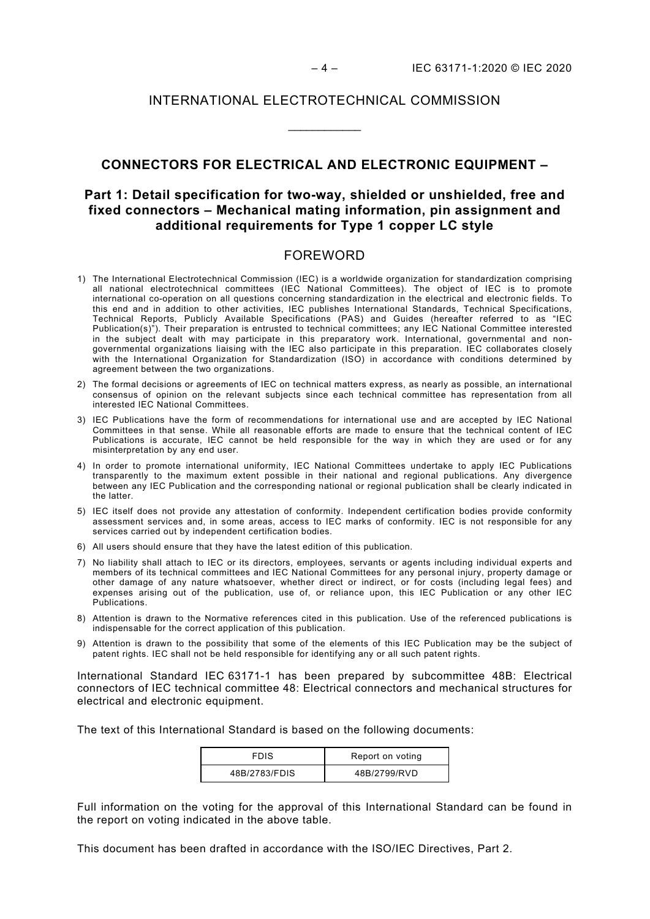# INTERNATIONAL ELECTROTECHNICAL COMMISSION

\_\_\_\_\_\_\_\_\_\_\_\_

## CONNECTORS FOR ELECTRICAL AND ELECTRONIC EQUIPMENT –

## Part 1: Detail specification for two-way, shielded or unshielded, free and fixed connectors – Mechanical mating information, pin assignment and additional requirements for Type 1 copper LC style

## FOREWORD

1) The International Electrotechnical Commission (IEC) is a worldwide organization for standardization comprising all national electrotechnical committees (IEC National Committees). The object of IEC is to promote international co-operation on all questions concerning standardization in the electrical and electronic fields. To this end and in addition to other activities, IEC publishes International Standards, Technical Specifications, Technical Reports, Publicly Available Specifications (PAS) and Guides (hereafter referred to as "IEC Publication(s)"). Their preparation is entrusted to technical committees; any IEC National Committee interested in the subject dealt with may participate in this preparatory work. International, governmental and non-governmental organizations liaising with the IEC also participate in this preparation. IEC collaborates closely with the International Organization for Standardization (ISO) in accordance with conditions determined by agreement between the two organizations.
2) The formal decisions or agreements of IEC on technical matters express, as nearly as possible, an international consensus of opinion on the relevant subjects since each technical committee has representation from all interested IEC National Committees.
3) IEC Publications have the form of recommendations for international use and are accepted by IEC National Committees in that sense. While all reasonable efforts are made to ensure that the technical content of IEC Publications is accurate, IEC cannot be held responsible for the way in which they are used or for any misinterpretation by any end user.
4) In order to promote international uniformity, IEC National Committees undertake to apply IEC Publications transparently to the maximum extent possible in their national and regional publications. Any divergence between any IEC Publication and the corresponding national or regional publication shall be clearly indicated in the latter.
5) IEC itself does not provide any attestation of conformity. Independent certification bodies provide conformity assessment services and, in some areas, access to IEC marks of conformity. IEC is not responsible for any services carried out by independent certification bodies.
6) All users should ensure that they have the latest edition of this publication.
7) No liability shall attach to IEC or its directors, employees, servants or agents including individual experts and members of its technical committees and IEC National Committees for any personal injury, property damage or other damage of any nature whatsoever, whether direct or indirect, or for costs (including legal fees) and expenses arising out of the publication, use of, or reliance upon, this IEC Publication or any other IEC Publications.
8) Attention is drawn to the Normative references cited in this publication. Use of the referenced publications is indispensable for the correct application of this publication.
9) Attention is drawn to the possibility that some of the elements of this IEC Publication may be the subject of patent rights. IEC shall not be held responsible for identifying any or all such patent rights.

International Standard IEC 63171-1 has been prepared by subcommittee 48B: Electrical connectors of IEC technical committee 48: Electrical connectors and mechanical structures for electrical and electronic equipment.

The text of this International Standard is based on the following documents:

| FDIS | Report on voting |
|---|---|
| 48B/2783/FDIS | 48B/2799/RVD |

Full information on the voting for the approval of this International Standard can be found in the report on voting indicated in the above table.

This document has been drafted in accordance with the ISO/IEC Directives, Part 2.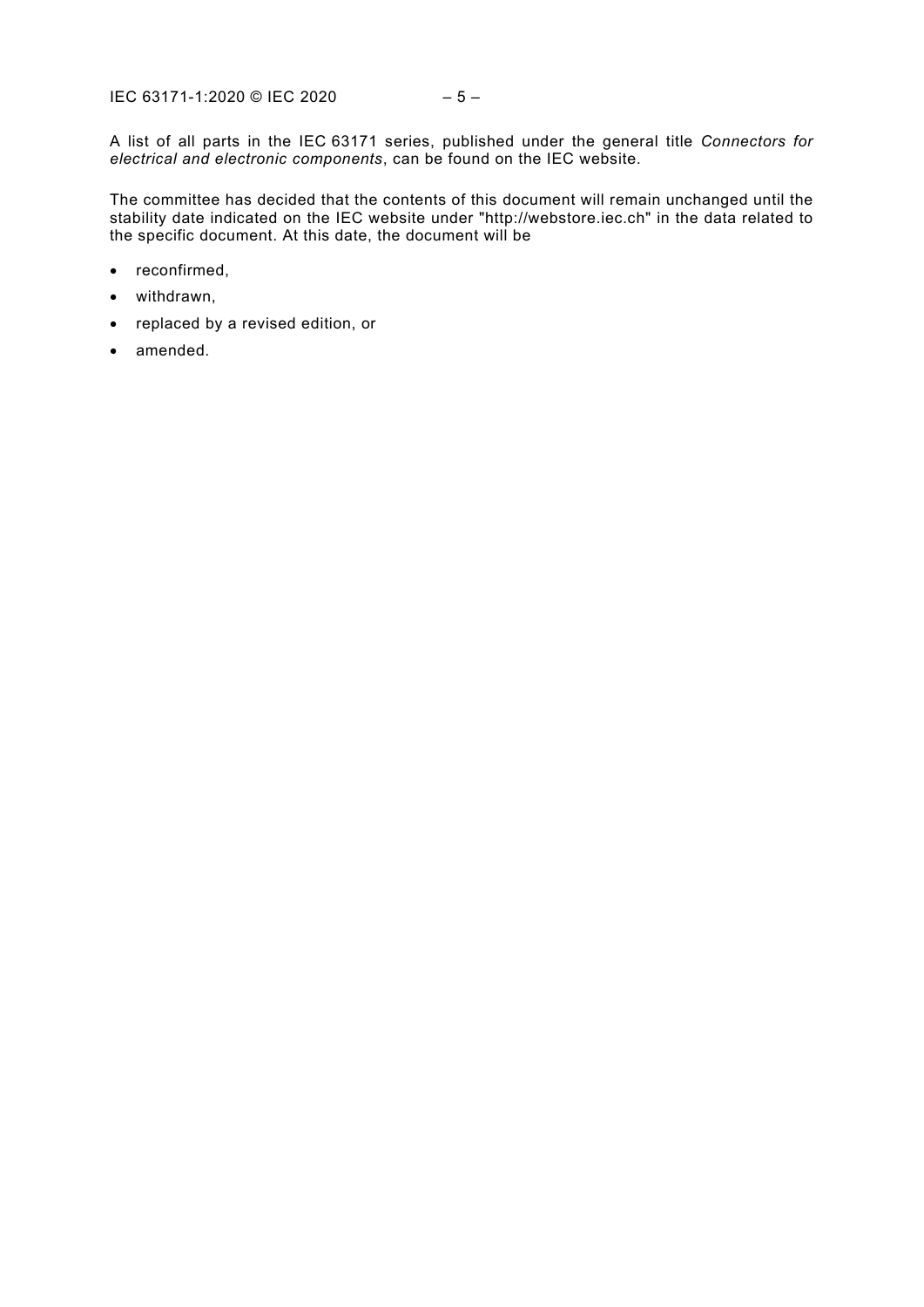A list of all parts in the IEC 63171 series, published under the general title *Connectors for electrical and electronic components*, can be found on the IEC website.

The committee has decided that the contents of this document will remain unchanged until the stability date indicated on the IEC website under "http://webstore.iec.ch" in the data related to the specific document. At this date, the document will be

- reconfirmed,
- withdrawn,
- replaced by a revised edition, or
- amended.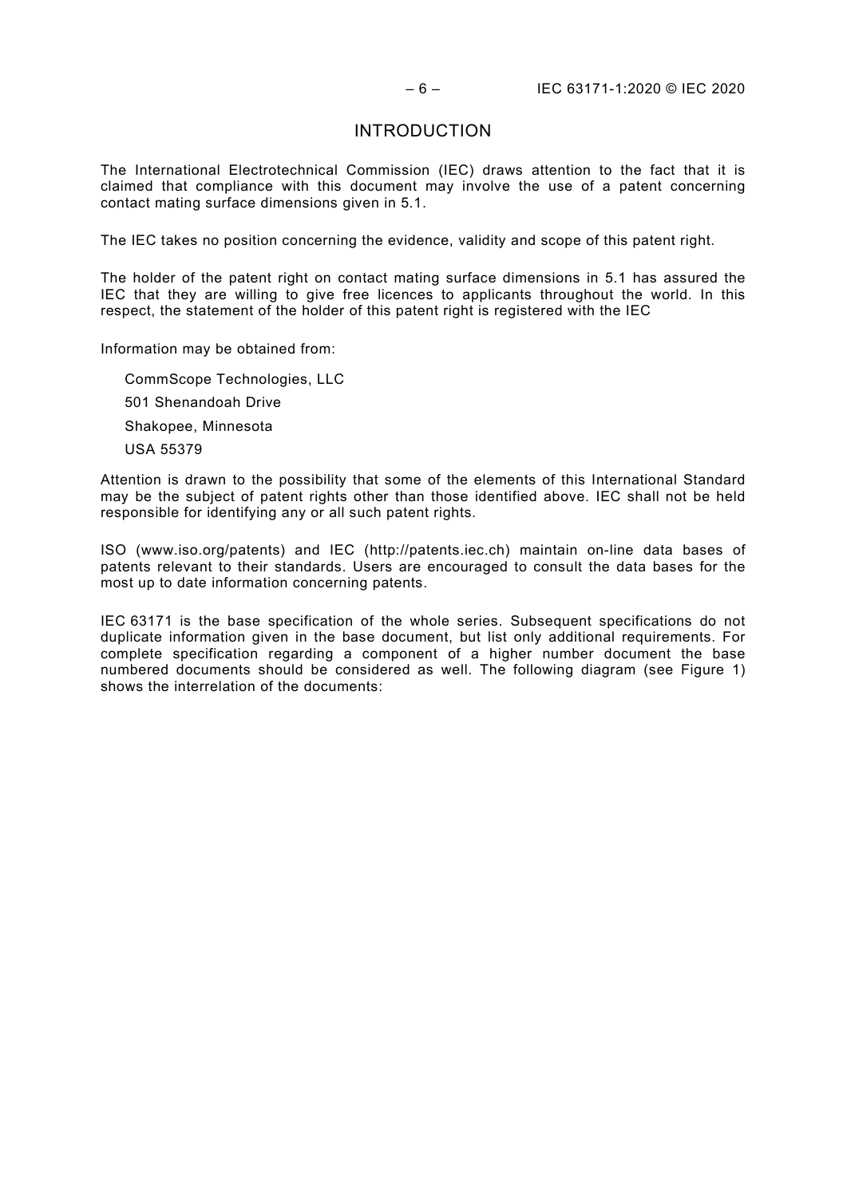# INTRODUCTION

The International Electrotechnical Commission (IEC) draws attention to the fact that it is claimed that compliance with this document may involve the use of a patent concerning contact mating surface dimensions given in 5.1.

The IEC takes no position concerning the evidence, validity and scope of this patent right.

The holder of the patent right on contact mating surface dimensions in 5.1 has assured the IEC that they are willing to give free licences to applicants throughout the world. In this respect, the statement of the holder of this patent right is registered with the IEC

Information may be obtained from:

CommScope Technologies, LLC
501 Shenandoah Drive
Shakopee, Minnesota
USA 55379

Attention is drawn to the possibility that some of the elements of this International Standard may be the subject of patent rights other than those identified above. IEC shall not be held responsible for identifying any or all such patent rights.

ISO (www.iso.org/patents) and IEC (http://patents.iec.ch) maintain on-line data bases of patents relevant to their standards. Users are encouraged to consult the data bases for the most up to date information concerning patents.

IEC 63171 is the base specification of the whole series. Subsequent specifications do not duplicate information given in the base document, but list only additional requirements. For complete specification regarding a component of a higher number document the base numbered documents should be considered as well. The following diagram (see Figure 1) shows the interrelation of the documents: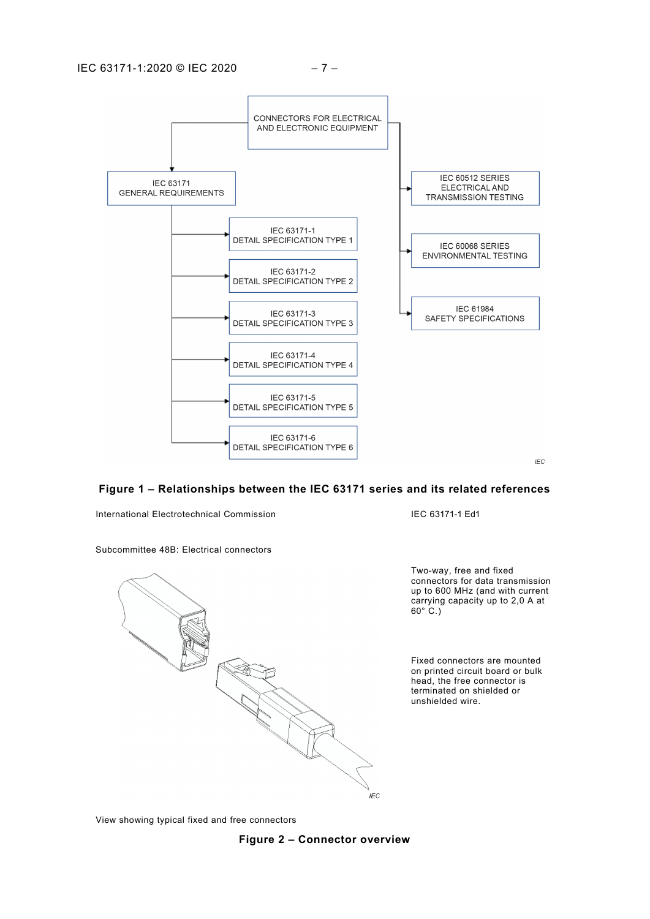CONNECTORS FOR ELECTRICAL AND ELECTRONIC EQUIPMENT

IEC 63171 GENERAL REQUIREMENTS

IEC 63171-1 DETAIL SPECIFICATION TYPE 1

IEC 63171-2 DETAIL SPECIFICATION TYPE 2

IEC 63171-3 DETAIL SPECIFICATION TYPE 3

IEC 63171-4 DETAIL SPECIFICATION TYPE 4

IEC 63171-5 DETAIL SPECIFICATION TYPE 5

IEC 63171-6 DETAIL SPECIFICATION TYPE 6

IEC 60512 SERIES ELECTRICAL AND TRANSMISSION TESTING

IEC 60068 SERIES ENVIRONMENTAL TESTING

IEC 61984 SAFETY SPECIFICATIONS

**Figure 1 – Relationships between the IEC 63171 series and its related references**

International Electrotechnical Commission | IEC 63171-1 Ed1

Subcommittee 48B: Electrical connectors

Two-way, free and fixed connectors for data transmission up to 600 MHz (and with current carrying capacity up to 2,0 A at 60° C.)

Fixed connectors are mounted on printed circuit board or bulk head, the free connector is terminated on shielded or unshielded wire.

View showing typical fixed and free connectors

**Figure 2 – Connector overview**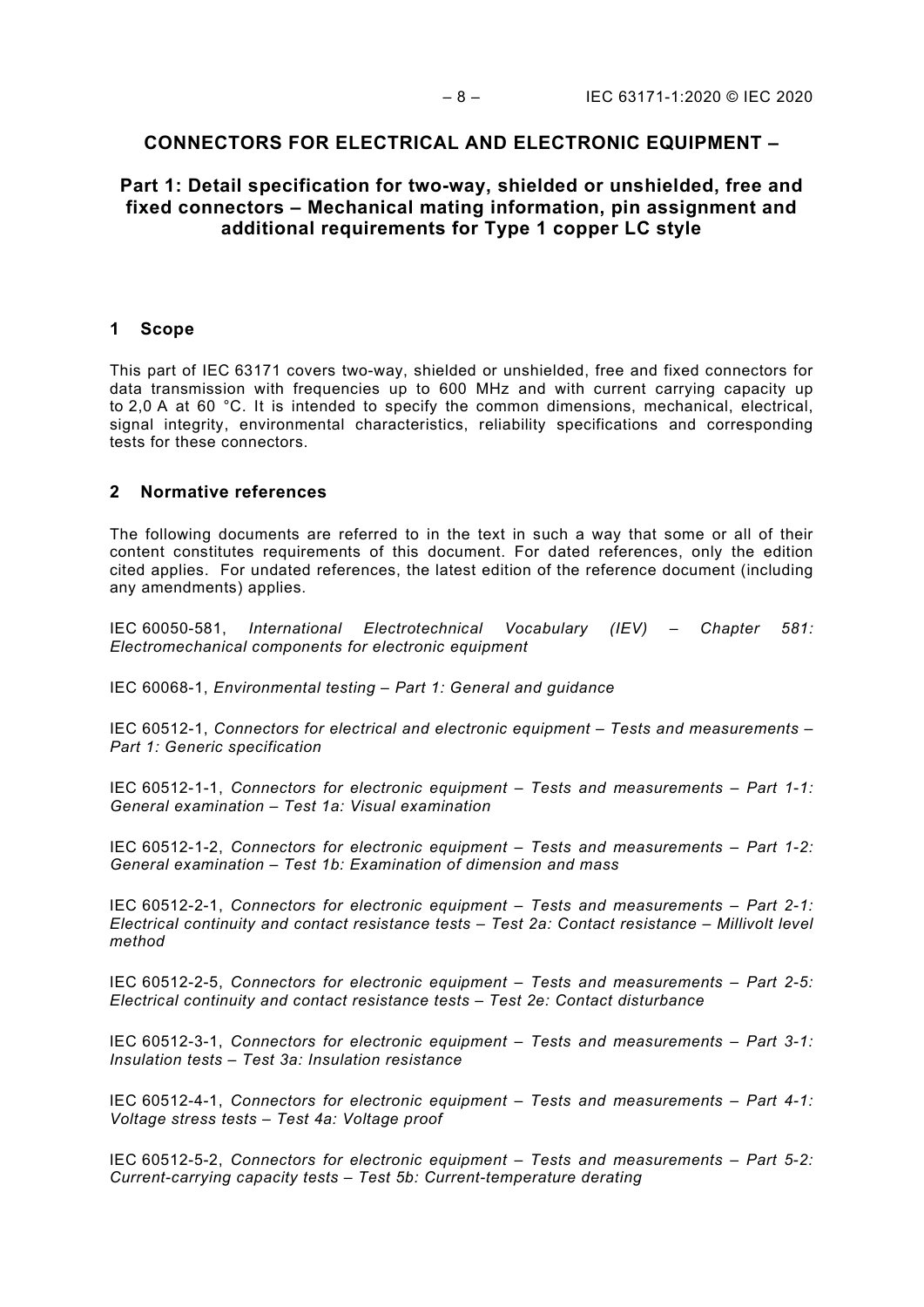# CONNECTORS FOR ELECTRICAL AND ELECTRONIC EQUIPMENT –

## Part 1: Detail specification for two-way, shielded or unshielded, free and fixed connectors – Mechanical mating information, pin assignment and additional requirements for Type 1 copper LC style

## 1 Scope

This part of IEC 63171 covers two-way, shielded or unshielded, free and fixed connectors for data transmission with frequencies up to 600 MHz and with current carrying capacity up to 2,0 A at 60 °C. It is intended to specify the common dimensions, mechanical, electrical, signal integrity, environmental characteristics, reliability specifications and corresponding tests for these connectors.

## 2 Normative references

The following documents are referred to in the text in such a way that some or all of their content constitutes requirements of this document. For dated references, only the edition cited applies. For undated references, the latest edition of the reference document (including any amendments) applies.

IEC 60050-581, *International Electrotechnical Vocabulary (IEV) – Chapter 581: Electromechanical components for electronic equipment*

IEC 60068-1, *Environmental testing – Part 1: General and guidance*

IEC 60512-1, *Connectors for electrical and electronic equipment – Tests and measurements – Part 1: Generic specification*

IEC 60512-1-1, *Connectors for electronic equipment – Tests and measurements – Part 1-1: General examination – Test 1a: Visual examination*

IEC 60512-1-2, *Connectors for electronic equipment – Tests and measurements – Part 1-2: General examination – Test 1b: Examination of dimension and mass*

IEC 60512-2-1, *Connectors for electronic equipment – Tests and measurements – Part 2-1: Electrical continuity and contact resistance tests – Test 2a: Contact resistance – Millivolt level method*

IEC 60512-2-5, *Connectors for electronic equipment – Tests and measurements – Part 2-5: Electrical continuity and contact resistance tests – Test 2e: Contact disturbance*

IEC 60512-3-1, *Connectors for electronic equipment – Tests and measurements – Part 3-1: Insulation tests – Test 3a: Insulation resistance*

IEC 60512-4-1, *Connectors for electronic equipment – Tests and measurements – Part 4-1: Voltage stress tests – Test 4a: Voltage proof*

IEC 60512-5-2, *Connectors for electronic equipment – Tests and measurements – Part 5-2: Current-carrying capacity tests – Test 5b: Current-temperature derating*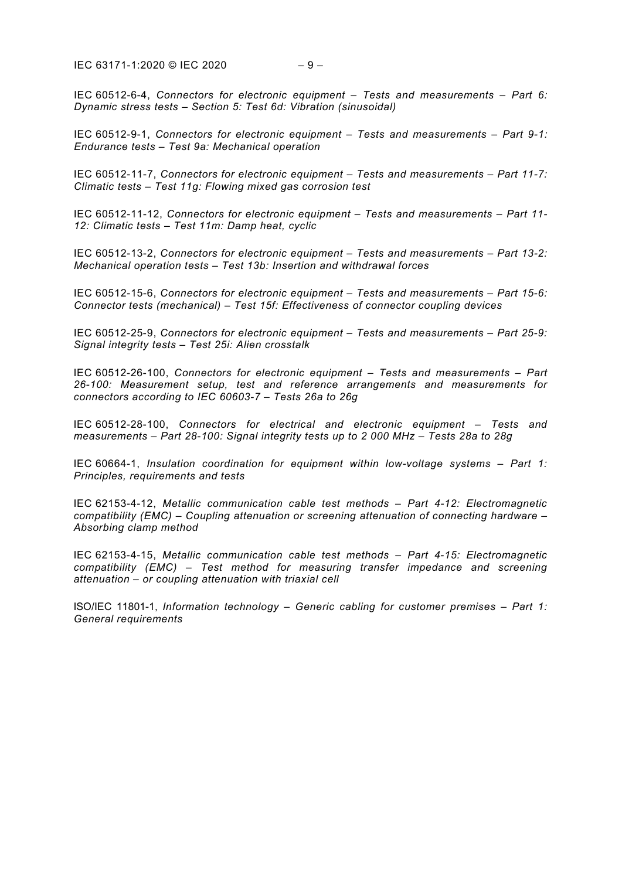IEC 60512-6-4, *Connectors for electronic equipment – Tests and measurements – Part 6: Dynamic stress tests – Section 5: Test 6d: Vibration (sinusoidal)*

IEC 60512-9-1, *Connectors for electronic equipment – Tests and measurements – Part 9-1: Endurance tests – Test 9a: Mechanical operation*

IEC 60512-11-7, *Connectors for electronic equipment – Tests and measurements – Part 11-7: Climatic tests – Test 11g: Flowing mixed gas corrosion test*

IEC 60512-11-12, *Connectors for electronic equipment – Tests and measurements – Part 11-12: Climatic tests – Test 11m: Damp heat, cyclic*

IEC 60512-13-2, *Connectors for electronic equipment – Tests and measurements – Part 13-2: Mechanical operation tests – Test 13b: Insertion and withdrawal forces*

IEC 60512-15-6, *Connectors for electronic equipment – Tests and measurements – Part 15-6: Connector tests (mechanical) – Test 15f: Effectiveness of connector coupling devices*

IEC 60512-25-9, *Connectors for electronic equipment – Tests and measurements – Part 25-9: Signal integrity tests – Test 25i: Alien crosstalk*

IEC 60512-26-100, *Connectors for electronic equipment – Tests and measurements – Part 26-100: Measurement setup, test and reference arrangements and measurements for connectors according to IEC 60603-7 – Tests 26a to 26g*

IEC 60512-28-100, *Connectors for electrical and electronic equipment – Tests and measurements – Part 28-100: Signal integrity tests up to 2 000 MHz – Tests 28a to 28g*

IEC 60664-1, *Insulation coordination for equipment within low-voltage systems – Part 1: Principles, requirements and tests*

IEC 62153-4-12, *Metallic communication cable test methods – Part 4-12: Electromagnetic compatibility (EMC) – Coupling attenuation or screening attenuation of connecting hardware – Absorbing clamp method*

IEC 62153-4-15, *Metallic communication cable test methods – Part 4-15: Electromagnetic compatibility (EMC) – Test method for measuring transfer impedance and screening attenuation – or coupling attenuation with triaxial cell*

ISO/IEC 11801-1, *Information technology – Generic cabling for customer premises – Part 1: General requirements*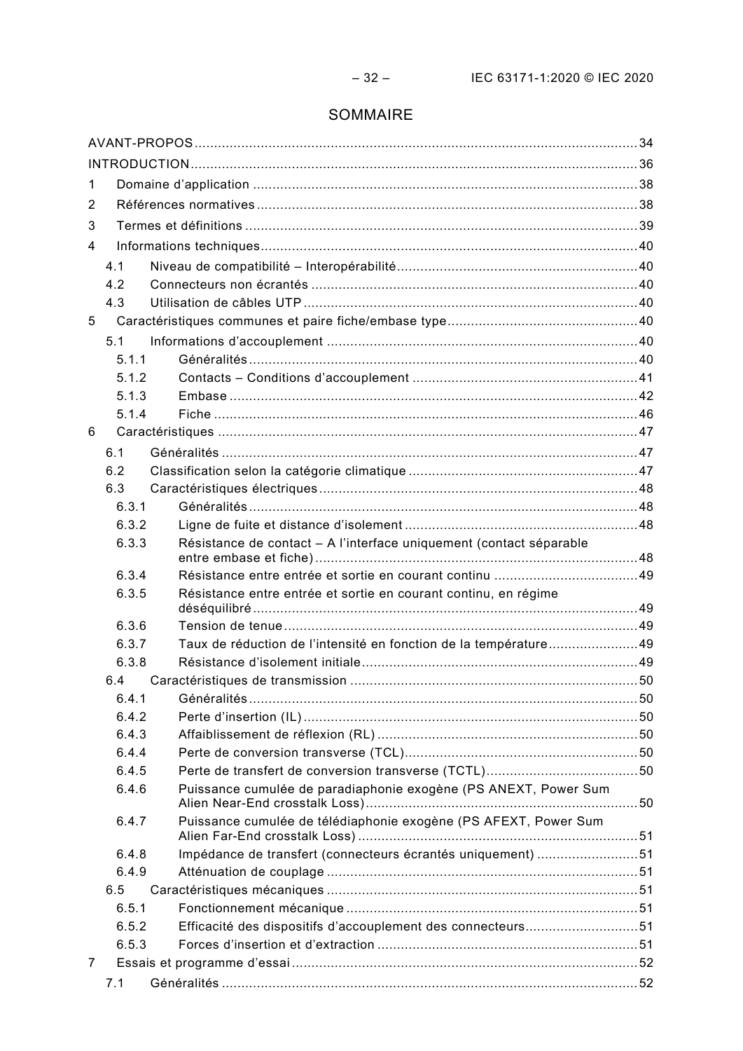# SOMMAIRE

AVANT-PROPOS ........ 34
INTRODUCTION ........ 36
1 Domaine d'application ........ 38
2 Références normatives ........ 38
3 Termes et définitions ........ 39
4 Informations techniques ........ 40
  4.1 Niveau de compatibilité – Interopérabilité ........ 40
  4.2 Connecteurs non écrantés ........ 40
  4.3 Utilisation de câbles UTP ........ 40
5 Caractéristiques communes et paire fiche/embase type ........ 40
  5.1 Informations d'accouplement ........ 40
    5.1.1 Généralités ........ 40
    5.1.2 Contacts – Conditions d'accouplement ........ 41
    5.1.3 Embase ........ 42
    5.1.4 Fiche ........ 46
6 Caractéristiques ........ 47
  6.1 Généralités ........ 47
  6.2 Classification selon la catégorie climatique ........ 47
  6.3 Caractéristiques électriques ........ 48
    6.3.1 Généralités ........ 48
    6.3.2 Ligne de fuite et distance d'isolement ........ 48
    6.3.3 Résistance de contact – A l'interface uniquement (contact séparable entre embase et fiche) ........ 48
    6.3.4 Résistance entre entrée et sortie en courant continu ........ 49
    6.3.5 Résistance entre entrée et sortie en courant continu, en régime déséquilibré ........ 49
    6.3.6 Tension de tenue ........ 49
    6.3.7 Taux de réduction de l'intensité en fonction de la température ........ 49
    6.3.8 Résistance d'isolement initiale ........ 49
  6.4 Caractéristiques de transmission ........ 50
    6.4.1 Généralités ........ 50
    6.4.2 Perte d'insertion (IL) ........ 50
    6.4.3 Affaiblissement de réflexion (RL) ........ 50
    6.4.4 Perte de conversion transverse (TCL) ........ 50
    6.4.5 Perte de transfert de conversion transverse (TCTL) ........ 50
    6.4.6 Puissance cumulée de paradiaphonie exogène (PS ANEXT, Power Sum Alien Near-End crosstalk Loss) ........ 50
    6.4.7 Puissance cumulée de télédiaphonie exogène (PS AFEXT, Power Sum Alien Far-End crosstalk Loss) ........ 51
    6.4.8 Impédance de transfert (connecteurs écrantés uniquement) ........ 51
    6.4.9 Atténuation de couplage ........ 51
  6.5 Caractéristiques mécaniques ........ 51
    6.5.1 Fonctionnement mécanique ........ 51
    6.5.2 Efficacité des dispositifs d'accouplement des connecteurs ........ 51
    6.5.3 Forces d'insertion et d'extraction ........ 51
7 Essais et programme d'essai ........ 52
  7.1 Généralités ........ 52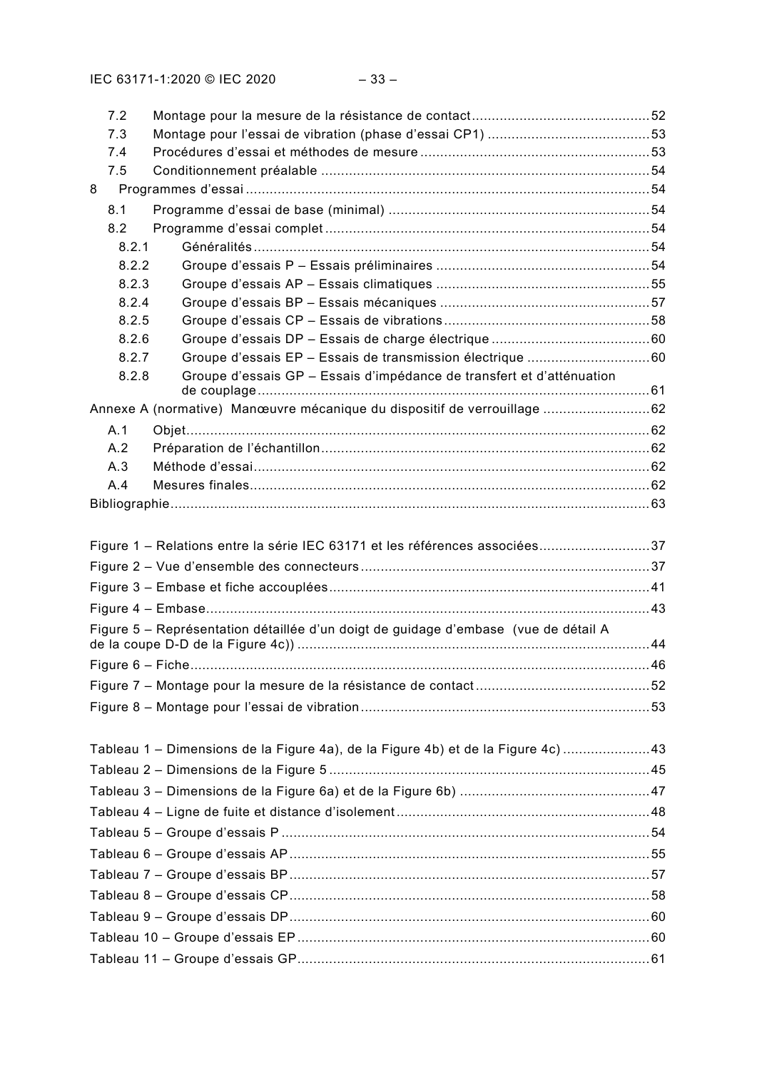7.2 Montage pour la mesure de la résistance de contact ............................................ 52
7.3 Montage pour l'essai de vibration (phase d'essai CP1) ......................................... 53
7.4 Procédures d'essai et méthodes de mesure ......................................................... 53
7.5 Conditionnement préalable .................................................................................. 54

8 Programmes d'essai ..................................................................................................... 54

8.1 Programme d'essai de base (minimal) ................................................................. 54
8.2 Programme d'essai complet ................................................................................. 54
8.2.1 Généralités ................................................................................................... 54
8.2.2 Groupe d'essais P – Essais préliminaires ..................................................... 54
8.2.3 Groupe d'essais AP – Essais climatiques ..................................................... 55
8.2.4 Groupe d'essais BP – Essais mécaniques .................................................... 57
8.2.5 Groupe d'essais CP – Essais de vibrations ................................................... 58
8.2.6 Groupe d'essais DP – Essais de charge électrique ....................................... 60
8.2.7 Groupe d'essais EP – Essais de transmission électrique .............................. 60
8.2.8 Groupe d'essais GP – Essais d'impédance de transfert et d'atténuation de couplage ........................................................................................................ 61

Annexe A (normative) Manœuvre mécanique du dispositif de verrouillage ........................... 62

A.1 Objet .................................................................................................................... 62
A.2 Préparation de l'échantillon .................................................................................. 62
A.3 Méthode d'essai ................................................................................................... 62
A.4 Mesures finales .................................................................................................... 62

Bibliographie ........................................................................................................................ 63

Figure 1 – Relations entre la série IEC 63171 et les références associées ............................ 37
Figure 2 – Vue d'ensemble des connecteurs ......................................................................... 37
Figure 3 – Embase et fiche accouplées ................................................................................. 41
Figure 4 – Embase ................................................................................................................ 43
Figure 5 – Représentation détaillée d'un doigt de guidage d'embase (vue de détail A de la coupe D-D de la Figure 4c)) ......................................................................................... 44
Figure 6 – Fiche .................................................................................................................... 46
Figure 7 – Montage pour la mesure de la résistance de contact ............................................ 52
Figure 8 – Montage pour l'essai de vibration ......................................................................... 53

Tableau 1 – Dimensions de la Figure 4a), de la Figure 4b) et de la Figure 4c) ....................... 43
Tableau 2 – Dimensions de la Figure 5 ................................................................................. 45
Tableau 3 – Dimensions de la Figure 6a) et de la Figure 6b) ................................................ 47
Tableau 4 – Ligne de fuite et distance d'isolement ................................................................ 48
Tableau 5 – Groupe d'essais P ............................................................................................. 54
Tableau 6 – Groupe d'essais AP ........................................................................................... 55
Tableau 7 – Groupe d'essais BP ........................................................................................... 57
Tableau 8 – Groupe d'essais CP ........................................................................................... 58
Tableau 9 – Groupe d'essais DP ........................................................................................... 60
Tableau 10 – Groupe d'essais EP ......................................................................................... 60
Tableau 11 – Groupe d'essais GP ......................................................................................... 61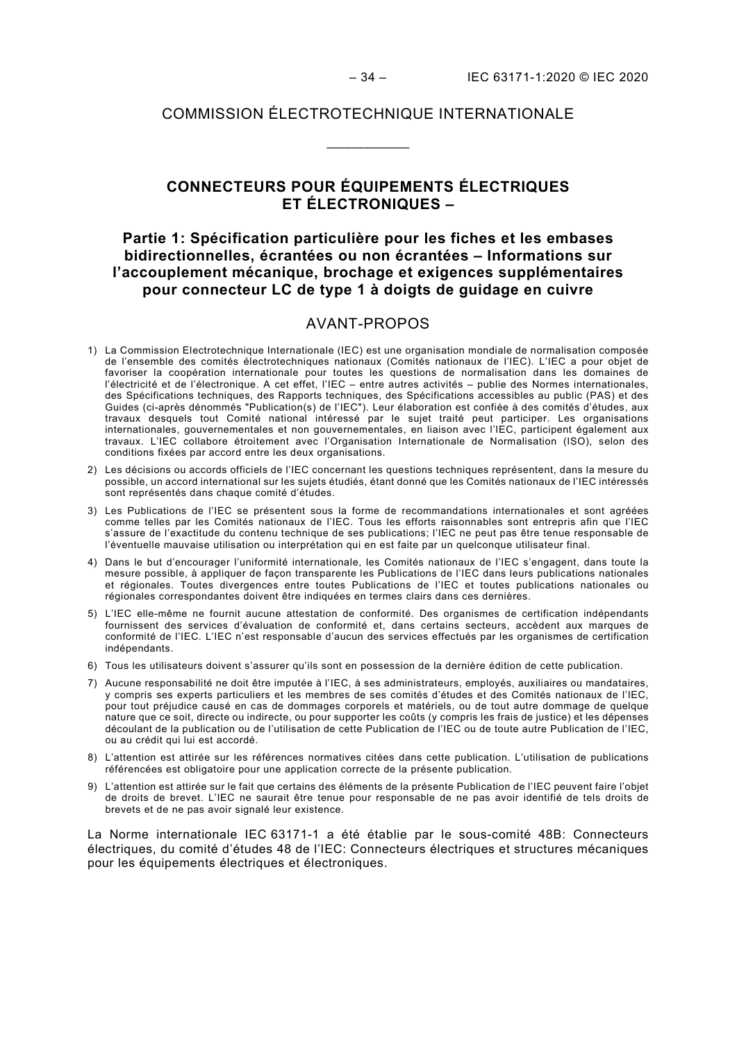COMMISSION ÉLECTROTECHNIQUE INTERNATIONALE

\_\_\_\_\_\_\_\_\_\_\_\_

# CONNECTEURS POUR ÉQUIPEMENTS ÉLECTRIQUES ET ÉLECTRONIQUES –

## Partie 1: Spécification particulière pour les fiches et les embases bidirectionnelles, écrantées ou non écrantées – Informations sur l'accouplement mécanique, brochage et exigences supplémentaires pour connecteur LC de type 1 à doigts de guidage en cuivre

## AVANT-PROPOS

1) La Commission Electrotechnique Internationale (IEC) est une organisation mondiale de normalisation composée de l'ensemble des comités électrotechniques nationaux (Comités nationaux de l'IEC). L'IEC a pour objet de favoriser la coopération internationale pour toutes les questions de normalisation dans les domaines de l'électricité et de l'électronique. A cet effet, l'IEC – entre autres activités – publie des Normes internationales, des Spécifications techniques, des Rapports techniques, des Spécifications accessibles au public (PAS) et des Guides (ci-après dénommés "Publication(s) de l'IEC"). Leur élaboration est confiée à des comités d'études, aux travaux desquels tout Comité national intéressé par le sujet traité peut participer. Les organisations internationales, gouvernementales et non gouvernementales, en liaison avec l'IEC, participent également aux travaux. L'IEC collabore étroitement avec l'Organisation Internationale de Normalisation (ISO), selon des conditions fixées par accord entre les deux organisations.

2) Les décisions ou accords officiels de l'IEC concernant les questions techniques représentent, dans la mesure du possible, un accord international sur les sujets étudiés, étant donné que les Comités nationaux de l'IEC intéressés sont représentés dans chaque comité d'études.

3) Les Publications de l'IEC se présentent sous la forme de recommandations internationales et sont agréées comme telles par les Comités nationaux de l'IEC. Tous les efforts raisonnables sont entrepris afin que l'IEC s'assure de l'exactitude du contenu technique de ses publications; l'IEC ne peut pas être tenue responsable de l'éventuelle mauvaise utilisation ou interprétation qui en est faite par un quelconque utilisateur final.

4) Dans le but d'encourager l'uniformité internationale, les Comités nationaux de l'IEC s'engagent, dans toute la mesure possible, à appliquer de façon transparente les Publications de l'IEC dans leurs publications nationales et régionales. Toutes divergences entre toutes Publications de l'IEC et toutes publications nationales ou régionales correspondantes doivent être indiquées en termes clairs dans ces dernières.

5) L'IEC elle-même ne fournit aucune attestation de conformité. Des organismes de certification indépendants fournissent des services d'évaluation de conformité et, dans certains secteurs, accèdent aux marques de conformité de l'IEC. L'IEC n'est responsable d'aucun des services effectués par les organismes de certification indépendants.

6) Tous les utilisateurs doivent s'assurer qu'ils sont en possession de la dernière édition de cette publication.

7) Aucune responsabilité ne doit être imputée à l'IEC, à ses administrateurs, employés, auxiliaires ou mandataires, y compris ses experts particuliers et les membres de ses comités d'études et des Comités nationaux de l'IEC, pour tout préjudice causé en cas de dommages corporels et matériels, ou de tout autre dommage de quelque nature que ce soit, directe ou indirecte, ou pour supporter les coûts (y compris les frais de justice) et les dépenses découlant de la publication ou de l'utilisation de cette Publication de l'IEC ou de toute autre Publication de l'IEC, ou au crédit qui lui est accordé.

8) L'attention est attirée sur les références normatives citées dans cette publication. L'utilisation de publications référencées est obligatoire pour une application correcte de la présente publication.

9) L'attention est attirée sur le fait que certains des éléments de la présente Publication de l'IEC peuvent faire l'objet de droits de brevet. L'IEC ne saurait être tenue pour responsable de ne pas avoir identifié de tels droits de brevets et de ne pas avoir signalé leur existence.

La Norme internationale IEC 63171-1 a été établie par le sous-comité 48B: Connecteurs électriques, du comité d'études 48 de l'IEC: Connecteurs électriques et structures mécaniques pour les équipements électriques et électroniques.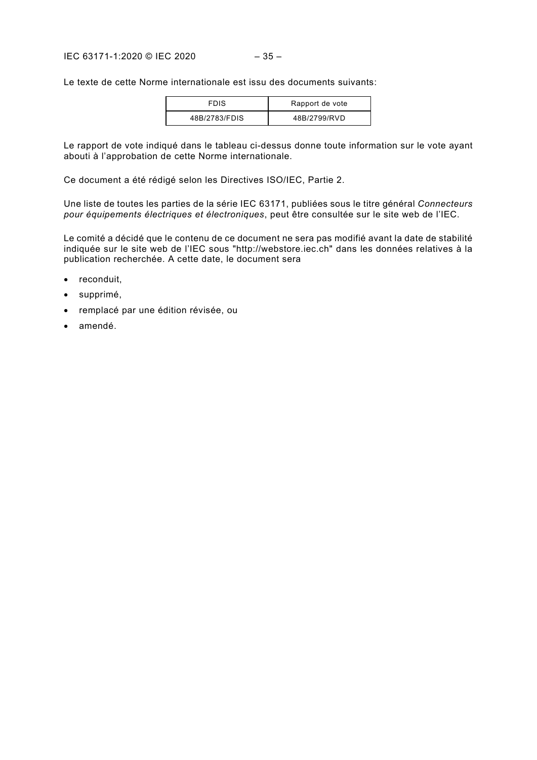Le texte de cette Norme internationale est issu des documents suivants:

| FDIS | Rapport de vote |
| --- | --- |
| 48B/2783/FDIS | 48B/2799/RVD |

Le rapport de vote indiqué dans le tableau ci-dessus donne toute information sur le vote ayant abouti à l'approbation de cette Norme internationale.

Ce document a été rédigé selon les Directives ISO/IEC, Partie 2.

Une liste de toutes les parties de la série IEC 63171, publiées sous le titre général *Connecteurs pour équipements électriques et électroniques*, peut être consultée sur le site web de l'IEC.

Le comité a décidé que le contenu de ce document ne sera pas modifié avant la date de stabilité indiquée sur le site web de l'IEC sous "http://webstore.iec.ch" dans les données relatives à la publication recherchée. A cette date, le document sera

- reconduit,
- supprimé,
- remplacé par une édition révisée, ou
- amendé.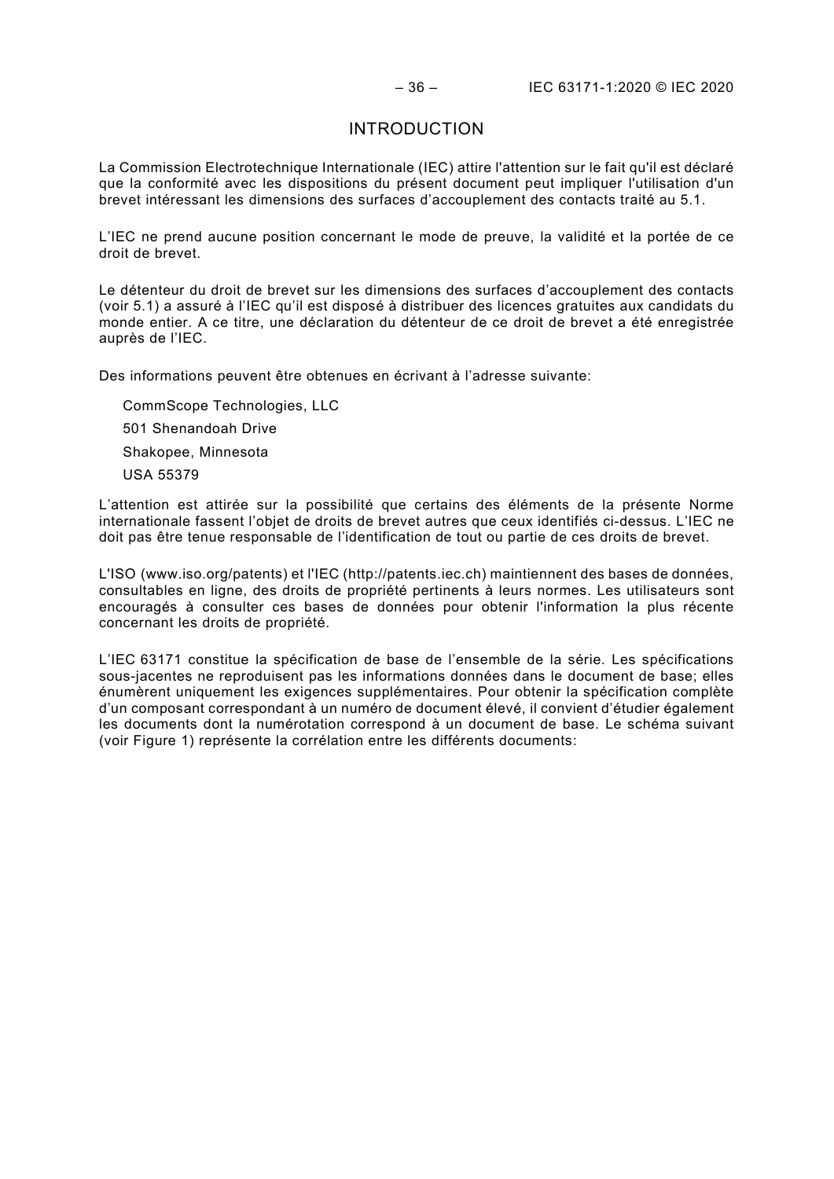# INTRODUCTION

La Commission Electrotechnique Internationale (IEC) attire l'attention sur le fait qu'il est déclaré que la conformité avec les dispositions du présent document peut impliquer l'utilisation d'un brevet intéressant les dimensions des surfaces d'accouplement des contacts traité au 5.1.

L'IEC ne prend aucune position concernant le mode de preuve, la validité et la portée de ce droit de brevet.

Le détenteur du droit de brevet sur les dimensions des surfaces d'accouplement des contacts (voir 5.1) a assuré à l'IEC qu'il est disposé à distribuer des licences gratuites aux candidats du monde entier. A ce titre, une déclaration du détenteur de ce droit de brevet a été enregistrée auprès de l'IEC.

Des informations peuvent être obtenues en écrivant à l'adresse suivante:

CommScope Technologies, LLC
501 Shenandoah Drive
Shakopee, Minnesota
USA 55379

L'attention est attirée sur la possibilité que certains des éléments de la présente Norme internationale fassent l'objet de droits de brevet autres que ceux identifiés ci-dessus. L'IEC ne doit pas être tenue responsable de l'identification de tout ou partie de ces droits de brevet.

L'ISO (www.iso.org/patents) et l'IEC (http://patents.iec.ch) maintiennent des bases de données, consultables en ligne, des droits de propriété pertinents à leurs normes. Les utilisateurs sont encouragés à consulter ces bases de données pour obtenir l'information la plus récente concernant les droits de propriété.

L'IEC 63171 constitue la spécification de base de l'ensemble de la série. Les spécifications sous-jacentes ne reproduisent pas les informations données dans le document de base; elles énumèrent uniquement les exigences supplémentaires. Pour obtenir la spécification complète d'un composant correspondant à un numéro de document élevé, il convient d'étudier également les documents dont la numérotation correspond à un document de base. Le schéma suivant (voir Figure 1) représente la corrélation entre les différents documents: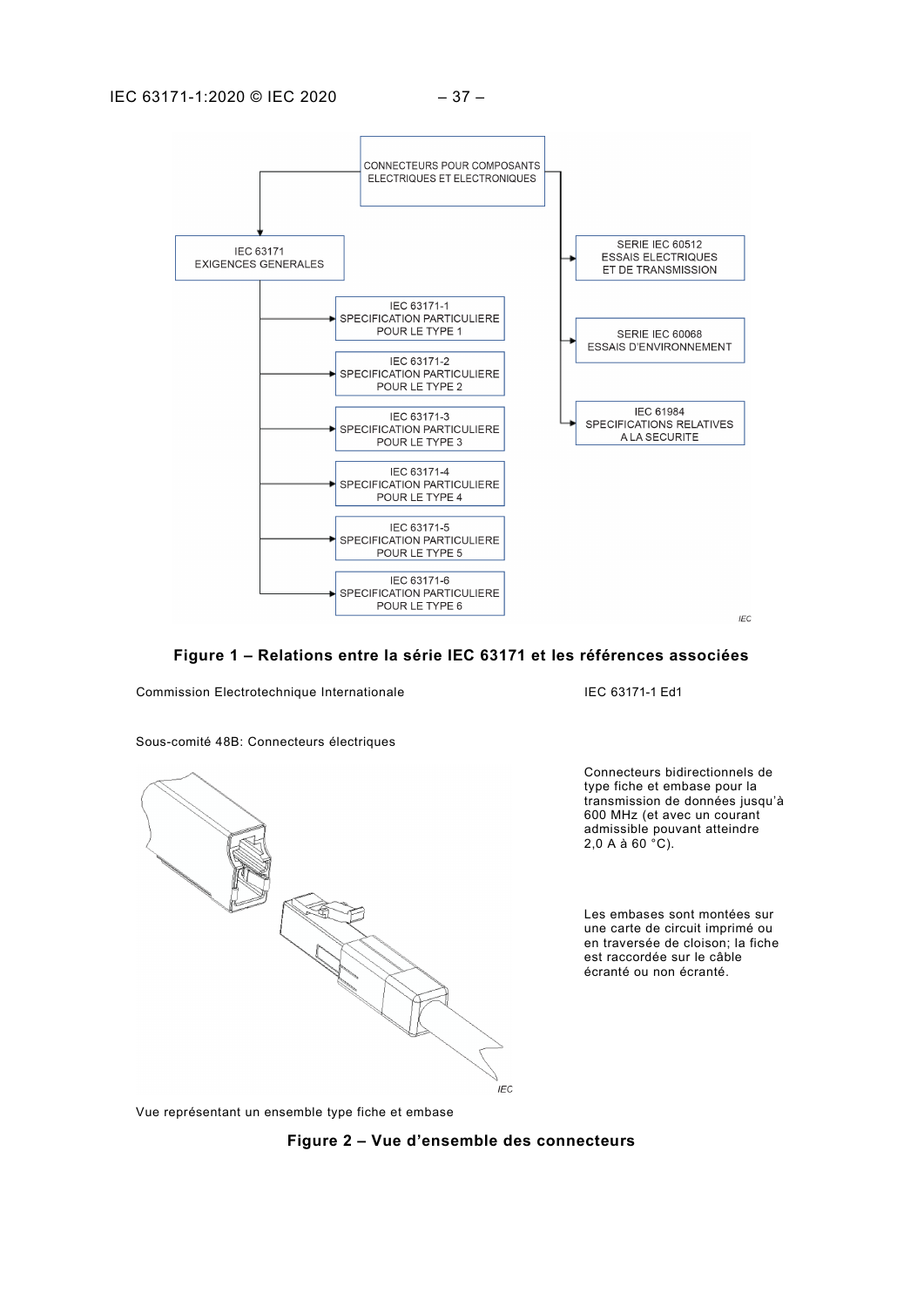CONNECTEURS POUR COMPOSANTS ELECTRIQUES ET ELECTRONIQUES

IEC 63171 EXIGENCES GENERALES

IEC 63171-1 SPECIFICATION PARTICULIERE POUR LE TYPE 1

IEC 63171-2 SPECIFICATION PARTICULIERE POUR LE TYPE 2

IEC 63171-3 SPECIFICATION PARTICULIERE POUR LE TYPE 3

IEC 63171-4 SPECIFICATION PARTICULIERE POUR LE TYPE 4

IEC 63171-5 SPECIFICATION PARTICULIERE POUR LE TYPE 5

IEC 63171-6 SPECIFICATION PARTICULIERE POUR LE TYPE 6

SERIE IEC 60512 ESSAIS ELECTRIQUES ET DE TRANSMISSION

SERIE IEC 60068 ESSAIS D'ENVIRONNEMENT

IEC 61984 SPECIFICATIONS RELATIVES A LA SECURITE

**Figure 1 – Relations entre la série IEC 63171 et les références associées**

| Commission Electrotechnique Internationale | IEC 63171-1 Ed1 |
|---|---|
| Sous-comité 48B: Connecteurs électriques | |
| | Connecteurs bidirectionnels de type fiche et embase pour la transmission de données jusqu'à 600 MHz (et avec un courant admissible pouvant atteindre 2,0 A à 60 °C). |
| | Les embases sont montées sur une carte de circuit imprimé ou en traversée de cloison; la fiche est raccordée sur le câble écranté ou non écranté. |
| Vue représentant un ensemble type fiche et embase | |

**Figure 2 – Vue d'ensemble des connecteurs**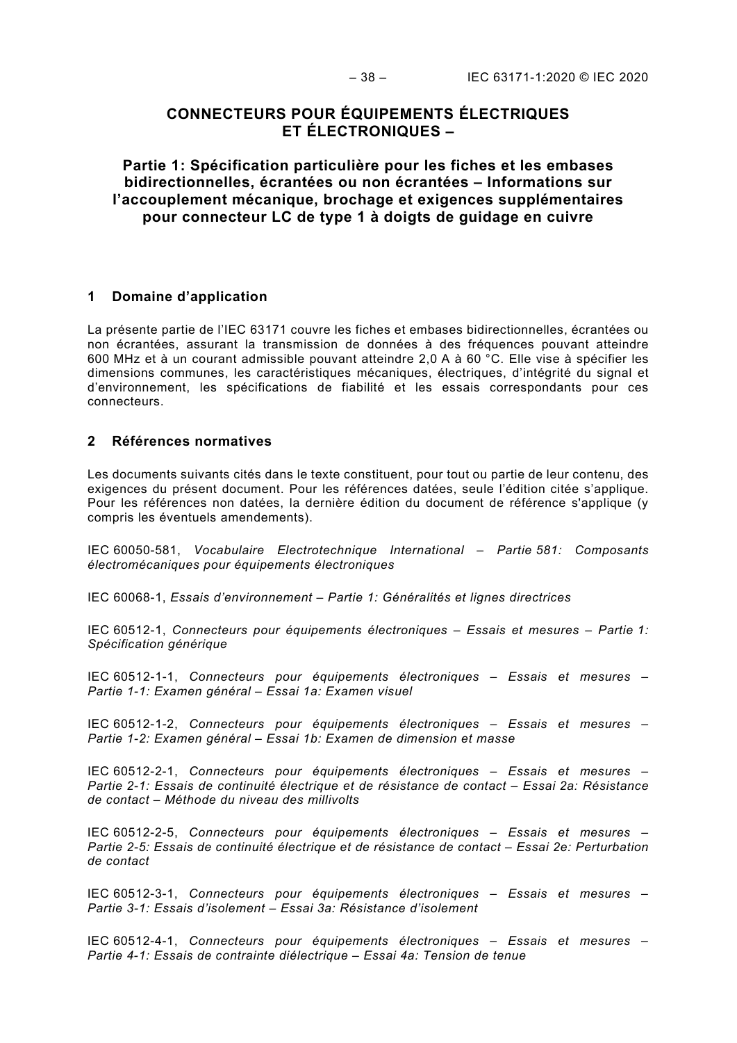# CONNECTEURS POUR ÉQUIPEMENTS ÉLECTRIQUES ET ÉLECTRONIQUES –

## Partie 1: Spécification particulière pour les fiches et les embases bidirectionnelles, écrantées ou non écrantées – Informations sur l'accouplement mécanique, brochage et exigences supplémentaires pour connecteur LC de type 1 à doigts de guidage en cuivre

## 1 Domaine d'application

La présente partie de l'IEC 63171 couvre les fiches et embases bidirectionnelles, écrantées ou non écrantées, assurant la transmission de données à des fréquences pouvant atteindre 600 MHz et à un courant admissible pouvant atteindre 2,0 A à 60 °C. Elle vise à spécifier les dimensions communes, les caractéristiques mécaniques, électriques, d'intégrité du signal et d'environnement, les spécifications de fiabilité et les essais correspondants pour ces connecteurs.

## 2 Références normatives

Les documents suivants cités dans le texte constituent, pour tout ou partie de leur contenu, des exigences du présent document. Pour les références datées, seule l'édition citée s'applique. Pour les références non datées, la dernière édition du document de référence s'applique (y compris les éventuels amendements).

IEC 60050-581, *Vocabulaire Electrotechnique International – Partie 581: Composants électromécaniques pour équipements électroniques*

IEC 60068-1, *Essais d'environnement – Partie 1: Généralités et lignes directrices*

IEC 60512-1, *Connecteurs pour équipements électroniques – Essais et mesures – Partie 1: Spécification générique*

IEC 60512-1-1, *Connecteurs pour équipements électroniques – Essais et mesures – Partie 1-1: Examen général – Essai 1a: Examen visuel*

IEC 60512-1-2, *Connecteurs pour équipements électroniques – Essais et mesures – Partie 1-2: Examen général – Essai 1b: Examen de dimension et masse*

IEC 60512-2-1, *Connecteurs pour équipements électroniques – Essais et mesures – Partie 2-1: Essais de continuité électrique et de résistance de contact – Essai 2a: Résistance de contact – Méthode du niveau des millivolts*

IEC 60512-2-5, *Connecteurs pour équipements électroniques – Essais et mesures – Partie 2-5: Essais de continuité électrique et de résistance de contact – Essai 2e: Perturbation de contact*

IEC 60512-3-1, *Connecteurs pour équipements électroniques – Essais et mesures – Partie 3-1: Essais d'isolement – Essai 3a: Résistance d'isolement*

IEC 60512-4-1, *Connecteurs pour équipements électroniques – Essais et mesures – Partie 4-1: Essais de contrainte diélectrique – Essai 4a: Tension de tenue*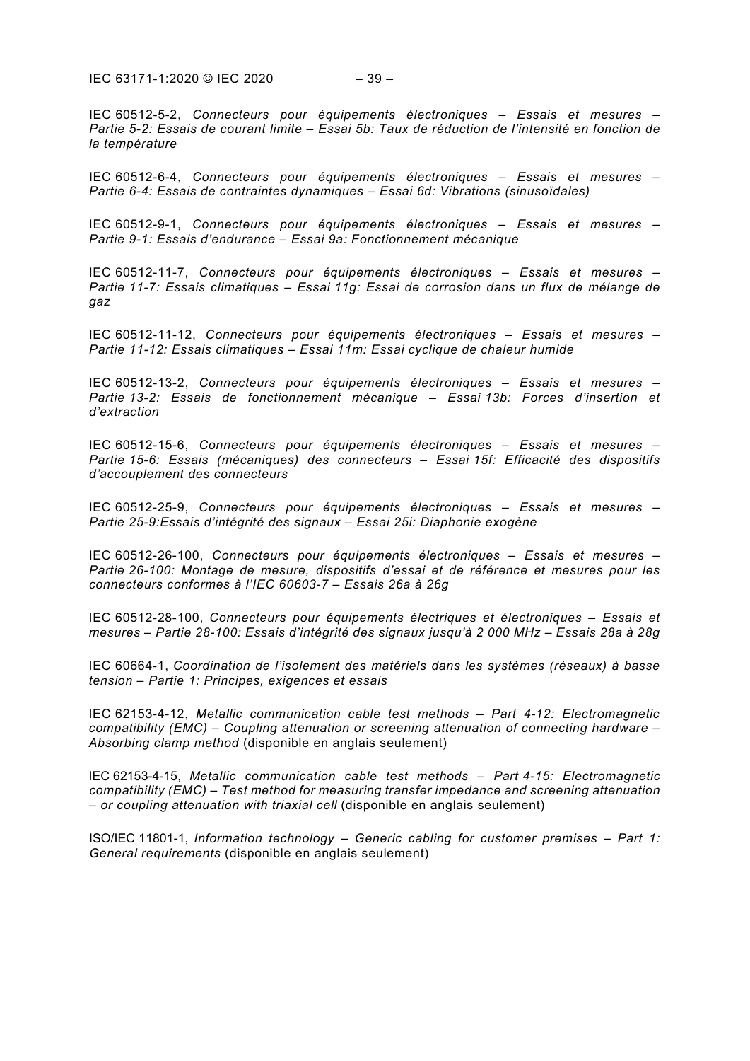IEC 60512-5-2, *Connecteurs pour équipements électroniques – Essais et mesures – Partie 5-2: Essais de courant limite – Essai 5b: Taux de réduction de l'intensité en fonction de la température*

IEC 60512-6-4, *Connecteurs pour équipements électroniques – Essais et mesures – Partie 6-4: Essais de contraintes dynamiques – Essai 6d: Vibrations (sinusoïdales)*

IEC 60512-9-1, *Connecteurs pour équipements électroniques – Essais et mesures – Partie 9-1: Essais d'endurance – Essai 9a: Fonctionnement mécanique*

IEC 60512-11-7, *Connecteurs pour équipements électroniques – Essais et mesures – Partie 11-7: Essais climatiques – Essai 11g: Essai de corrosion dans un flux de mélange de gaz*

IEC 60512-11-12, *Connecteurs pour équipements électroniques – Essais et mesures – Partie 11-12: Essais climatiques – Essai 11m: Essai cyclique de chaleur humide*

IEC 60512-13-2, *Connecteurs pour équipements électroniques – Essais et mesures – Partie 13-2: Essais de fonctionnement mécanique – Essai 13b: Forces d'insertion et d'extraction*

IEC 60512-15-6, *Connecteurs pour équipements électroniques – Essais et mesures – Partie 15-6: Essais (mécaniques) des connecteurs – Essai 15f: Efficacité des dispositifs d'accouplement des connecteurs*

IEC 60512-25-9, *Connecteurs pour équipements électroniques – Essais et mesures – Partie 25-9:Essais d'intégrité des signaux – Essai 25i: Diaphonie exogène*

IEC 60512-26-100, *Connecteurs pour équipements électroniques – Essais et mesures – Partie 26-100: Montage de mesure, dispositifs d'essai et de référence et mesures pour les connecteurs conformes à l'IEC 60603-7 – Essais 26a à 26g*

IEC 60512-28-100, *Connecteurs pour équipements électriques et électroniques – Essais et mesures – Partie 28-100: Essais d'intégrité des signaux jusqu'à 2 000 MHz – Essais 28a à 28g*

IEC 60664-1, *Coordination de l'isolement des matériels dans les systèmes (réseaux) à basse tension – Partie 1: Principes, exigences et essais*

IEC 62153-4-12, *Metallic communication cable test methods – Part 4-12: Electromagnetic compatibility (EMC) – Coupling attenuation or screening attenuation of connecting hardware – Absorbing clamp method* (disponible en anglais seulement)

IEC 62153-4-15, *Metallic communication cable test methods – Part 4-15: Electromagnetic compatibility (EMC) – Test method for measuring transfer impedance and screening attenuation – or coupling attenuation with triaxial cell* (disponible en anglais seulement)

ISO/IEC 11801-1, *Information technology – Generic cabling for customer premises – Part 1: General requirements* (disponible en anglais seulement)